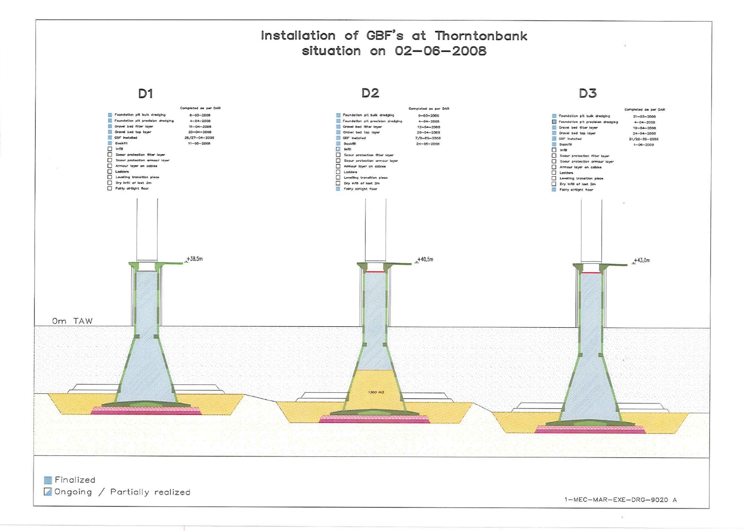# Installation of GBF's at Thorntonbank situation on 02-06-2008

## D1

| | Completed as per DAR |
|---|---|
| Foundation pit bulk dredging | 6-03-2008 |
| Foundation pit precision dredging | 4-04-2008 |
| Gravel bed filter layer | 11-04-2008 |
| Gravel bed top layer | 20-04-2008 |
| GBF installed | 26/27-04-2008 |
| Backfill | 11-05-2008 |
| Infill | |
| Scour protection filter layer | |
| Scour protection armour layer | |
| Armour layer on cables | |
| Ladders | |
| Levelling transition piece | |
| Dry infill of last 2m | |
| Fairly airtight floor | |

+38,5m

Om TAW

## D2

| | Completed as per DAR |
|---|---|
| Foundation pit bulk dredging | 9-03-2008 |
| Foundation pit precision dredging | 4-04-2008 |
| Gravel bed filter layer | 12-04-2008 |
| Gravel bed top layer | 20-04-2008 |
| GBF installed | 7/8-05-2008 |
| Backfill | 24-05-2008 |
| Infill | |
| Scour protection filter layer | |
| Scour protection armour layer | |
| Armour layer on cables | |
| Ladders | |
| Levelling transition piece | |
| Dry infill of last 2m | |
| Fairly airtight floor | |

+40,5m

1300 m3

## D3

| | Completed as per DAR |
|---|---|
| Foundation pit bulk dredging | 21-03-2008 |
| Foundation pit precision dredging | 4-04-2008 |
| Gravel bed filter layer | 19-04-2008 |
| Gravel bed top layer | 24-04-2008 |
| GBF installed | 21/22-05-2008 |
| Backfill | 1-06-2008 |
| Infill | |
| Scour protection filter layer | |
| Scour protection armour layer | |
| Armour layer on cables | |
| Ladders | |
| Levelling transition piece | |
| Dry infill of last 2m | |
| Fairly airtight floor | |

+43,0m

Finalized

Ongoing / Partially realized

1-MEC-MAR-EXE-DRG-9020 A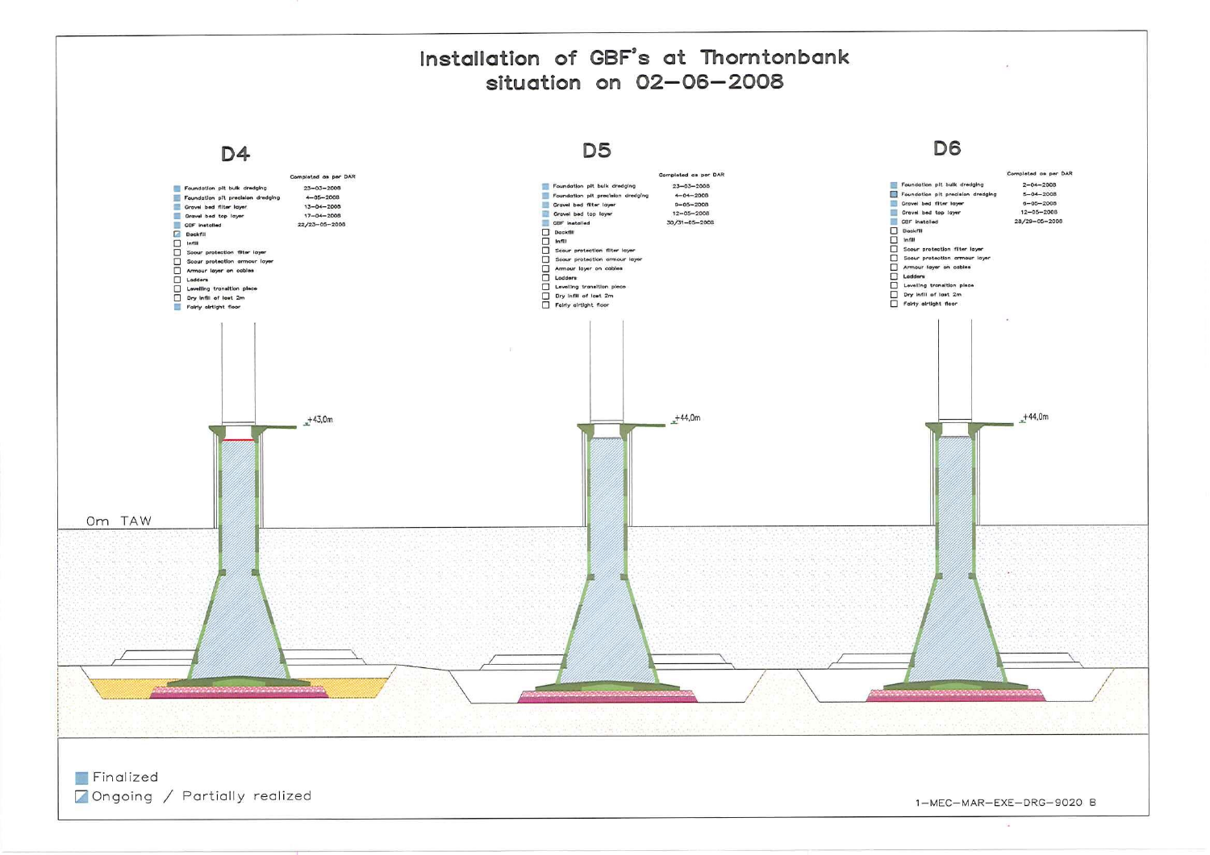# Installation of GBF's at Thorntonbank situation on 02-06-2008

## D4

| Item | Completed as per DAR |
|---|---|
| Foundation pit bulk dredging | 23-03-2008 |
| Foundation pit precision dredging | 4-05-2008 |
| Gravel bed filter layer | 13-04-2008 |
| Gravel bed top layer | 17-04-2008 |
| GBF installed | 22/23-05-2008 |
| Backfill | |
| Infill | |
| Scour protection filter layer | |
| Scour protection armour layer | |
| Armour layer on cables | |
| Ladders | |
| Levelling transition piece | |
| Dry infill of last 2m | |
| Fairly airtight floor | |

+43,0m

## D5

| Item | Completed as per DAR |
|---|---|
| Foundation pit bulk dredging | 23-03-2008 |
| Foundation pit precision dredging | 4-04-2008 |
| Gravel bed filter layer | 9-05-2008 |
| Gravel bed top layer | 12-05-2008 |
| GBF installed | 30/31-05-2008 |
| Backfill | |
| Infill | |
| Scour protection filter layer | |
| Scour protection armour layer | |
| Armour layer on cables | |
| Ladders | |
| Levelling transition piece | |
| Dry infill of last 2m | |
| Fairly airtight floor | |

+44,0m

## D6

| Item | Completed as per DAR |
|---|---|
| Foundation pit bulk dredging | 2-04-2008 |
| Foundation pit precision dredging | 5-04-2008 |
| Gravel bed filter layer | 9-05-2008 |
| Gravel bed top layer | 12-05-2008 |
| GBF installed | 28/29-05-2008 |
| Backfill | |
| Infill | |
| Scour protection filter layer | |
| Scour protection armour layer | |
| Armour layer on cables | |
| Ladders | |
| Levelling transition piece | |
| Dry infill of last 2m | |
| Fairly airtight floor | |

+44,0m

0m TAW

Finalized

Ongoing / Partially realized

1-MEC-MAR-EXE-DRG-9020 B